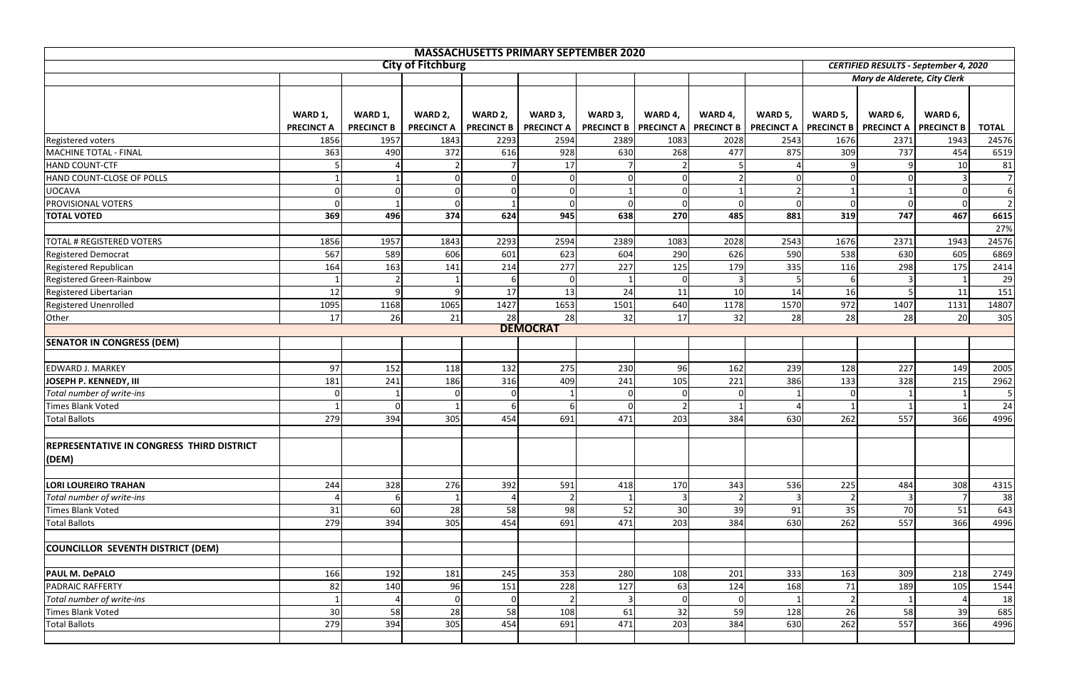# MASSACHUSETTS PRIMARY SEPTEMBER 2020

## City of Fitchburg

*CERTIFIED RESULTS - September 4, 2020*

*Mary de Alderete, City Clerk*

| | WARD 1, PRECINCT A | WARD 1, PRECINCT B | WARD 2, PRECINCT A | WARD 2, PRECINCT B | WARD 3, PRECINCT A | WARD 3, PRECINCT B | WARD 4, PRECINCT A | WARD 4, PRECINCT B | WARD 5, PRECINCT A | WARD 5, PRECINCT B | WARD 6, PRECINCT A | WARD 6, PRECINCT B | TOTAL |
|---|---|---|---|---|---|---|---|---|---|---|---|---|---|
| Registered voters | 1856 | 1957 | 1843 | 2293 | 2594 | 2389 | 1083 | 2028 | 2543 | 1676 | 2371 | 1943 | 24576 |
| MACHINE TOTAL - FINAL | 363 | 490 | 372 | 616 | 928 | 630 | 268 | 477 | 875 | 309 | 737 | 454 | 6519 |
| HAND COUNT-CTF | 5 | 4 | 2 | 7 | 17 | 7 | 2 | 5 | 4 | 9 | 9 | 10 | 81 |
| HAND COUNT-CLOSE OF POLLS | 1 | 1 | 0 | 0 | 0 | 0 | 0 | 2 | 0 | 0 | 0 | 3 | 7 |
| UOCAVA | 0 | 0 | 0 | 0 | 0 | 1 | 0 | 1 | 2 | 1 | 1 | 0 | 6 |
| PROVISIONAL VOTERS | 0 | 1 | 0 | 1 | 0 | 0 | 0 | 0 | 0 | 0 | 0 | 0 | 2 |
| **TOTAL VOTED** | **369** | **496** | **374** | **624** | **945** | **638** | **270** | **485** | **881** | **319** | **747** | **467** | **6615** |
| | | | | | | | | | | | | | 27% |
| TOTAL # REGISTERED VOTERS | 1856 | 1957 | 1843 | 2293 | 2594 | 2389 | 1083 | 2028 | 2543 | 1676 | 2371 | 1943 | 24576 |
| Registered Democrat | 567 | 589 | 606 | 601 | 623 | 604 | 290 | 626 | 590 | 538 | 630 | 605 | 6869 |
| Registered Republican | 164 | 163 | 141 | 214 | 277 | 227 | 125 | 179 | 335 | 116 | 298 | 175 | 2414 |
| Registered Green-Rainbow | 1 | 2 | 1 | 6 | 0 | 1 | 0 | 3 | 5 | 6 | 3 | 1 | 29 |
| Registered Libertarian | 12 | 9 | 9 | 17 | 13 | 24 | 11 | 10 | 14 | 16 | 5 | 11 | 151 |
| Registered Unenrolled | 1095 | 1168 | 1065 | 1427 | 1653 | 1501 | 640 | 1178 | 1570 | 972 | 1407 | 1131 | 14807 |
| Other | 17 | 26 | 21 | 28 | 28 | 32 | 17 | 32 | 28 | 28 | 28 | 20 | 305 |
| **DEMOCRAT** | | | | | | | | | | | | | |
| **SENATOR IN CONGRESS (DEM)** | | | | | | | | | | | | | |
| EDWARD J. MARKEY | 97 | 152 | 118 | 132 | 275 | 230 | 96 | 162 | 239 | 128 | 227 | 149 | 2005 |
| **JOSEPH P. KENNEDY, III** | 181 | 241 | 186 | 316 | 409 | 241 | 105 | 221 | 386 | 133 | 328 | 215 | 2962 |
| *Total number of write-ins* | 0 | 1 | 0 | 0 | 1 | 0 | 0 | 0 | 1 | 0 | 1 | 1 | 5 |
| Times Blank Voted | 1 | 0 | 1 | 6 | 6 | 0 | 2 | 1 | 4 | 1 | 1 | 1 | 24 |
| Total Ballots | 279 | 394 | 305 | 454 | 691 | 471 | 203 | 384 | 630 | 262 | 557 | 366 | 4996 |
| **REPRESENTATIVE IN CONGRESS THIRD DISTRICT (DEM)** | | | | | | | | | | | | | |
| **LORI LOUREIRO TRAHAN** | 244 | 328 | 276 | 392 | 591 | 418 | 170 | 343 | 536 | 225 | 484 | 308 | 4315 |
| *Total number of write-ins* | 4 | 6 | 1 | 4 | 2 | 1 | 3 | 2 | 3 | 2 | 3 | 7 | 38 |
| Times Blank Voted | 31 | 60 | 28 | 58 | 98 | 52 | 30 | 39 | 91 | 35 | 70 | 51 | 643 |
| Total Ballots | 279 | 394 | 305 | 454 | 691 | 471 | 203 | 384 | 630 | 262 | 557 | 366 | 4996 |
| **COUNCILLOR SEVENTH DISTRICT (DEM)** | | | | | | | | | | | | | |
| **PAUL M. DePALO** | 166 | 192 | 181 | 245 | 353 | 280 | 108 | 201 | 333 | 163 | 309 | 218 | 2749 |
| PADRAIC RAFFERTY | 82 | 140 | 96 | 151 | 228 | 127 | 63 | 124 | 168 | 71 | 189 | 105 | 1544 |
| *Total number of write-ins* | 1 | 4 | 0 | 0 | 2 | 3 | 0 | 0 | 1 | 2 | 1 | 4 | 18 |
| Times Blank Voted | 30 | 58 | 28 | 58 | 108 | 61 | 32 | 59 | 128 | 26 | 58 | 39 | 685 |
| Total Ballots | 279 | 394 | 305 | 454 | 691 | 471 | 203 | 384 | 630 | 262 | 557 | 366 | 4996 |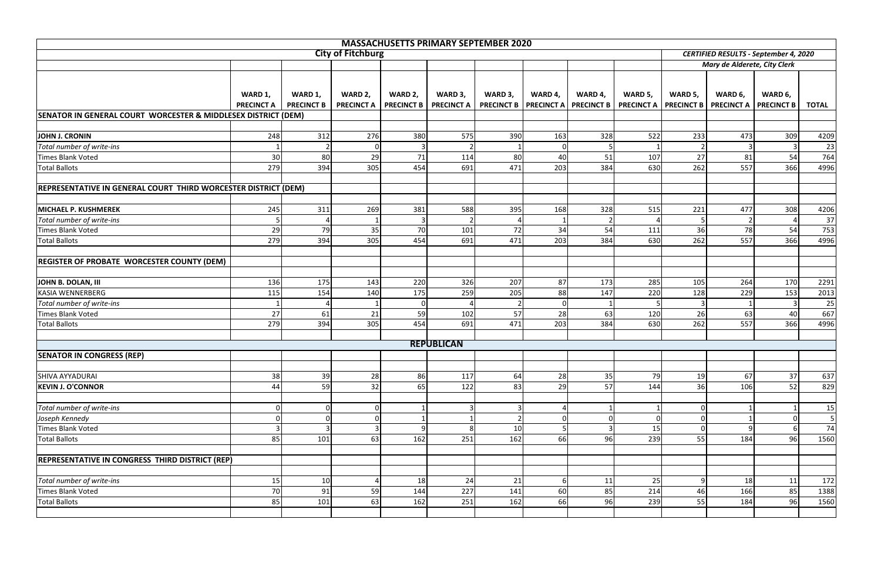# MASSACHUSETTS PRIMARY SEPTEMBER 2020

## City of Fitchburg

*CERTIFIED RESULTS - September 4, 2020*

*Mary de Alderete, City Clerk*

| | WARD 1, PRECINCT A | WARD 1, PRECINCT B | WARD 2, PRECINCT A | WARD 2, PRECINCT B | WARD 3, PRECINCT A | WARD 3, PRECINCT B | WARD 4, PRECINCT A | WARD 4, PRECINCT B | WARD 5, PRECINCT A | WARD 5, PRECINCT B | WARD 6, PRECINCT A | WARD 6, PRECINCT B | TOTAL |
|---|---|---|---|---|---|---|---|---|---|---|---|---|---|
| **SENATOR IN GENERAL COURT WORCESTER & MIDDLESEX DISTRICT (DEM)** | | | | | | | | | | | | | |
| **JOHN J. CRONIN** | 248 | 312 | 276 | 380 | 575 | 390 | 163 | 328 | 522 | 233 | 473 | 309 | 4209 |
| *Total number of write-ins* | 1 | 2 | 0 | 3 | 2 | 1 | 0 | 5 | 1 | 2 | 3 | 3 | 23 |
| Times Blank Voted | 30 | 80 | 29 | 71 | 114 | 80 | 40 | 51 | 107 | 27 | 81 | 54 | 764 |
| Total Ballots | 279 | 394 | 305 | 454 | 691 | 471 | 203 | 384 | 630 | 262 | 557 | 366 | 4996 |
| **REPRESENTATIVE IN GENERAL COURT THIRD WORCESTER DISTRICT (DEM)** | | | | | | | | | | | | | |
| **MICHAEL P. KUSHMEREK** | 245 | 311 | 269 | 381 | 588 | 395 | 168 | 328 | 515 | 221 | 477 | 308 | 4206 |
| *Total number of write-ins* | 5 | 4 | 1 | 3 | 2 | 4 | 1 | 2 | 4 | 5 | 2 | 4 | 37 |
| Times Blank Voted | 29 | 79 | 35 | 70 | 101 | 72 | 34 | 54 | 111 | 36 | 78 | 54 | 753 |
| Total Ballots | 279 | 394 | 305 | 454 | 691 | 471 | 203 | 384 | 630 | 262 | 557 | 366 | 4996 |
| **REGISTER OF PROBATE WORCESTER COUNTY (DEM)** | | | | | | | | | | | | | |
| **JOHN B. DOLAN, III** | 136 | 175 | 143 | 220 | 326 | 207 | 87 | 173 | 285 | 105 | 264 | 170 | 2291 |
| KASIA WENNERBERG | 115 | 154 | 140 | 175 | 259 | 205 | 88 | 147 | 220 | 128 | 229 | 153 | 2013 |
| *Total number of write-ins* | 1 | 4 | 1 | 0 | 4 | 2 | 0 | 1 | 5 | 3 | 1 | 3 | 25 |
| Times Blank Voted | 27 | 61 | 21 | 59 | 102 | 57 | 28 | 63 | 120 | 26 | 63 | 40 | 667 |
| Total Ballots | 279 | 394 | 305 | 454 | 691 | 471 | 203 | 384 | 630 | 262 | 557 | 366 | 4996 |
| **REPUBLICAN** | | | | | | | | | | | | | |
| **SENATOR IN CONGRESS (REP)** | | | | | | | | | | | | | |
| SHIVA AYYADURAI | 38 | 39 | 28 | 86 | 117 | 64 | 28 | 35 | 79 | 19 | 67 | 37 | 637 |
| **KEVIN J. O'CONNOR** | 44 | 59 | 32 | 65 | 122 | 83 | 29 | 57 | 144 | 36 | 106 | 52 | 829 |
| *Total number of write-ins* | 0 | 0 | 0 | 1 | 3 | 3 | 4 | 1 | 1 | 0 | 1 | 1 | 15 |
| *Joseph Kennedy* | 0 | 0 | 0 | 1 | 1 | 2 | 0 | 0 | 0 | 0 | 1 | 0 | 5 |
| Times Blank Voted | 3 | 3 | 3 | 9 | 8 | 10 | 5 | 3 | 15 | 0 | 9 | 6 | 74 |
| Total Ballots | 85 | 101 | 63 | 162 | 251 | 162 | 66 | 96 | 239 | 55 | 184 | 96 | 1560 |
| **REPRESENTATIVE IN CONGRESS THIRD DISTRICT (REP)** | | | | | | | | | | | | | |
| *Total number of write-ins* | 15 | 10 | 4 | 18 | 24 | 21 | 6 | 11 | 25 | 9 | 18 | 11 | 172 |
| Times Blank Voted | 70 | 91 | 59 | 144 | 227 | 141 | 60 | 85 | 214 | 46 | 166 | 85 | 1388 |
| Total Ballots | 85 | 101 | 63 | 162 | 251 | 162 | 66 | 96 | 239 | 55 | 184 | 96 | 1560 |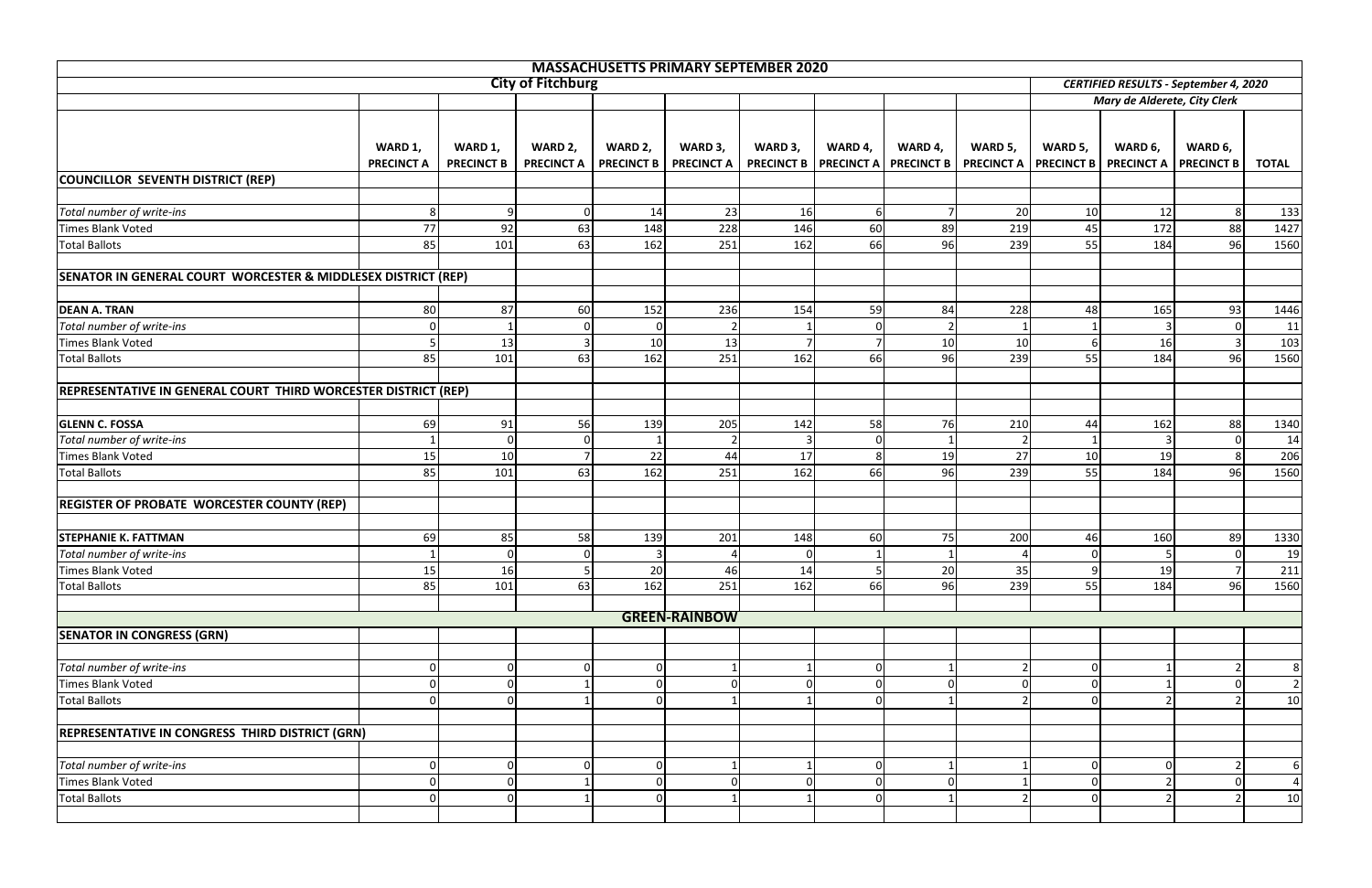| MASSACHUSETTS PRIMARY SEPTEMBER 2020 | | | | | | | | | | | | | |
|---|---|---|---|---|---|---|---|---|---|---|---|---|---|
| **City of Fitchburg** | | | | | | | | | | *CERTIFIED RESULTS - September 4, 2020* | | | |
| | | | | | | | | | | *Mary de Alderete, City Clerk* | | | |
| | **WARD 1, PRECINCT A** | **WARD 1, PRECINCT B** | **WARD 2, PRECINCT A** | **WARD 2, PRECINCT B** | **WARD 3, PRECINCT A** | **WARD 3, PRECINCT B** | **WARD 4, PRECINCT A** | **WARD 4, PRECINCT B** | **WARD 5, PRECINCT A** | **WARD 5, PRECINCT B** | **WARD 6, PRECINCT A** | **WARD 6, PRECINCT B** | **TOTAL** |
| **COUNCILLOR SEVENTH DISTRICT (REP)** | | | | | | | | | | | | | |
| *Total number of write-ins* | 8 | 9 | 0 | 14 | 23 | 16 | 6 | 7 | 20 | 10 | 12 | 8 | 133 |
| Times Blank Voted | 77 | 92 | 63 | 148 | 228 | 146 | 60 | 89 | 219 | 45 | 172 | 88 | 1427 |
| Total Ballots | 85 | 101 | 63 | 162 | 251 | 162 | 66 | 96 | 239 | 55 | 184 | 96 | 1560 |
| **SENATOR IN GENERAL COURT WORCESTER & MIDDLESEX DISTRICT (REP)** | | | | | | | | | | | | | |
| **DEAN A. TRAN** | 80 | 87 | 60 | 152 | 236 | 154 | 59 | 84 | 228 | 48 | 165 | 93 | 1446 |
| *Total number of write-ins* | 0 | 1 | 0 | 0 | 2 | 1 | 0 | 2 | 1 | 1 | 3 | 0 | 11 |
| Times Blank Voted | 5 | 13 | 3 | 10 | 13 | 7 | 7 | 10 | 10 | 6 | 16 | 3 | 103 |
| Total Ballots | 85 | 101 | 63 | 162 | 251 | 162 | 66 | 96 | 239 | 55 | 184 | 96 | 1560 |
| **REPRESENTATIVE IN GENERAL COURT THIRD WORCESTER DISTRICT (REP)** | | | | | | | | | | | | | |
| **GLENN C. FOSSA** | 69 | 91 | 56 | 139 | 205 | 142 | 58 | 76 | 210 | 44 | 162 | 88 | 1340 |
| *Total number of write-ins* | 1 | 0 | 0 | 1 | 2 | 3 | 0 | 1 | 2 | 1 | 3 | 0 | 14 |
| Times Blank Voted | 15 | 10 | 7 | 22 | 44 | 17 | 8 | 19 | 27 | 10 | 19 | 8 | 206 |
| Total Ballots | 85 | 101 | 63 | 162 | 251 | 162 | 66 | 96 | 239 | 55 | 184 | 96 | 1560 |
| **REGISTER OF PROBATE WORCESTER COUNTY (REP)** | | | | | | | | | | | | | |
| **STEPHANIE K. FATTMAN** | 69 | 85 | 58 | 139 | 201 | 148 | 60 | 75 | 200 | 46 | 160 | 89 | 1330 |
| *Total number of write-ins* | 1 | 0 | 0 | 3 | 4 | 0 | 1 | 1 | 4 | 0 | 5 | 0 | 19 |
| Times Blank Voted | 15 | 16 | 5 | 20 | 46 | 14 | 5 | 20 | 35 | 9 | 19 | 7 | 211 |
| Total Ballots | 85 | 101 | 63 | 162 | 251 | 162 | 66 | 96 | 239 | 55 | 184 | 96 | 1560 |
| **GREEN-RAINBOW** | | | | | | | | | | | | | |
| **SENATOR IN CONGRESS (GRN)** | | | | | | | | | | | | | |
| *Total number of write-ins* | 0 | 0 | 0 | 0 | 1 | 1 | 0 | 1 | 2 | 0 | 1 | 2 | 8 |
| Times Blank Voted | 0 | 0 | 1 | 0 | 0 | 0 | 0 | 0 | 0 | 0 | 1 | 0 | 2 |
| Total Ballots | 0 | 0 | 1 | 0 | 1 | 1 | 0 | 1 | 2 | 0 | 2 | 2 | 10 |
| **REPRESENTATIVE IN CONGRESS THIRD DISTRICT (GRN)** | | | | | | | | | | | | | |
| *Total number of write-ins* | 0 | 0 | 0 | 0 | 1 | 1 | 0 | 1 | 1 | 0 | 0 | 2 | 6 |
| Times Blank Voted | 0 | 0 | 1 | 0 | 0 | 0 | 0 | 0 | 1 | 0 | 2 | 0 | 4 |
| Total Ballots | 0 | 0 | 1 | 0 | 1 | 1 | 0 | 1 | 2 | 0 | 2 | 2 | 10 |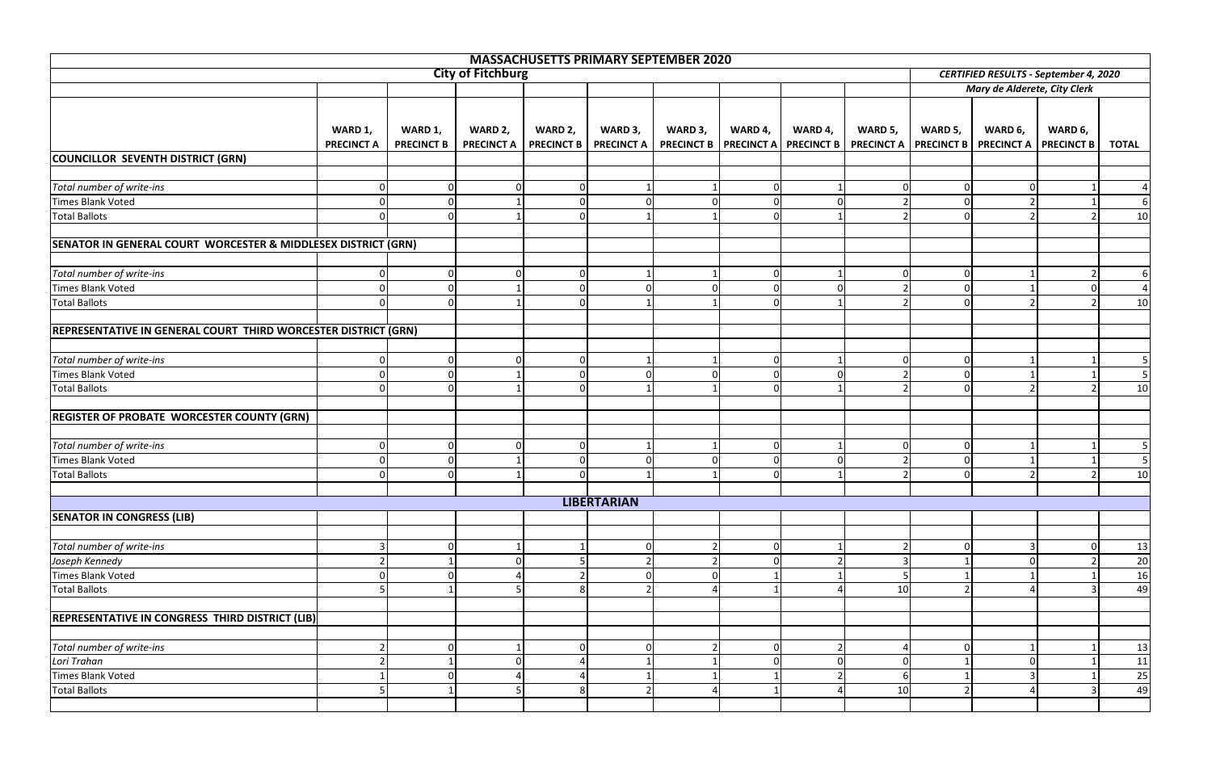# MASSACHUSETTS PRIMARY SEPTEMBER 2020

## City of Fitchburg

*CERTIFIED RESULTS - September 4, 2020*

*Mary de Alderete, City Clerk*

| | WARD 1, PRECINCT A | WARD 1, PRECINCT B | WARD 2, PRECINCT A | WARD 2, PRECINCT B | WARD 3, PRECINCT A | WARD 3, PRECINCT B | WARD 4, PRECINCT A | WARD 4, PRECINCT B | WARD 5, PRECINCT A | WARD 5, PRECINCT B | WARD 6, PRECINCT A | WARD 6, PRECINCT B | TOTAL |
|---|---|---|---|---|---|---|---|---|---|---|---|---|---|
| **COUNCILLOR SEVENTH DISTRICT (GRN)** | | | | | | | | | | | | | |
| *Total number of write-ins* | 0 | 0 | 0 | 0 | 1 | 1 | 0 | 1 | 0 | 0 | 0 | 1 | 4 |
| Times Blank Voted | 0 | 0 | 1 | 0 | 0 | 0 | 0 | 0 | 2 | 0 | 2 | 1 | 6 |
| Total Ballots | 0 | 0 | 1 | 0 | 1 | 1 | 0 | 1 | 2 | 0 | 2 | 2 | 10 |
| **SENATOR IN GENERAL COURT WORCESTER & MIDDLESEX DISTRICT (GRN)** | | | | | | | | | | | | | |
| *Total number of write-ins* | 0 | 0 | 0 | 0 | 1 | 1 | 0 | 1 | 0 | 0 | 1 | 2 | 6 |
| Times Blank Voted | 0 | 0 | 1 | 0 | 0 | 0 | 0 | 0 | 2 | 0 | 1 | 0 | 4 |
| Total Ballots | 0 | 0 | 1 | 0 | 1 | 1 | 0 | 1 | 2 | 0 | 2 | 2 | 10 |
| **REPRESENTATIVE IN GENERAL COURT THIRD WORCESTER DISTRICT (GRN)** | | | | | | | | | | | | | |
| *Total number of write-ins* | 0 | 0 | 0 | 0 | 1 | 1 | 0 | 1 | 0 | 0 | 1 | 1 | 5 |
| Times Blank Voted | 0 | 0 | 1 | 0 | 0 | 0 | 0 | 0 | 2 | 0 | 1 | 1 | 5 |
| Total Ballots | 0 | 0 | 1 | 0 | 1 | 1 | 0 | 1 | 2 | 0 | 2 | 2 | 10 |
| **REGISTER OF PROBATE WORCESTER COUNTY (GRN)** | | | | | | | | | | | | | |
| *Total number of write-ins* | 0 | 0 | 0 | 0 | 1 | 1 | 0 | 1 | 0 | 0 | 1 | 1 | 5 |
| Times Blank Voted | 0 | 0 | 1 | 0 | 0 | 0 | 0 | 0 | 2 | 0 | 1 | 1 | 5 |
| Total Ballots | 0 | 0 | 1 | 0 | 1 | 1 | 0 | 1 | 2 | 0 | 2 | 2 | 10 |
| **LIBERTARIAN** | | | | | | | | | | | | | |
| **SENATOR IN CONGRESS (LIB)** | | | | | | | | | | | | | |
| *Total number of write-ins* | 3 | 0 | 1 | 1 | 0 | 2 | 0 | 1 | 2 | 0 | 3 | 0 | 13 |
| *Joseph Kennedy* | 2 | 1 | 0 | 5 | 2 | 2 | 0 | 2 | 3 | 1 | 0 | 2 | 20 |
| Times Blank Voted | 0 | 0 | 4 | 2 | 0 | 0 | 1 | 1 | 5 | 1 | 1 | 1 | 16 |
| Total Ballots | 5 | 1 | 5 | 8 | 2 | 4 | 1 | 4 | 10 | 2 | 4 | 3 | 49 |
| **REPRESENTATIVE IN CONGRESS THIRD DISTRICT (LIB)** | | | | | | | | | | | | | |
| *Total number of write-ins* | 2 | 0 | 1 | 0 | 0 | 2 | 0 | 2 | 4 | 0 | 1 | 1 | 13 |
| *Lori Trahan* | 2 | 1 | 0 | 4 | 1 | 1 | 0 | 0 | 0 | 1 | 0 | 1 | 11 |
| Times Blank Voted | 1 | 0 | 4 | 4 | 1 | 1 | 1 | 2 | 6 | 1 | 3 | 1 | 25 |
| Total Ballots | 5 | 1 | 5 | 8 | 2 | 4 | 1 | 4 | 10 | 2 | 4 | 3 | 49 |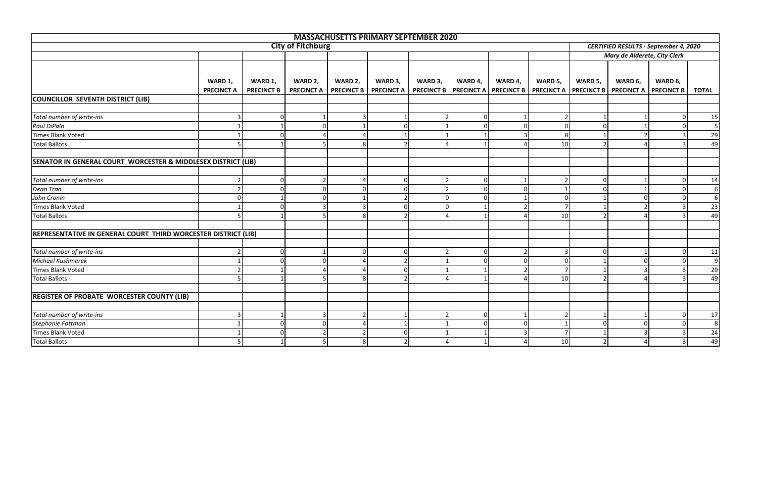# MASSACHUSETTS PRIMARY SEPTEMBER 2020

## City of Fitchburg

*CERTIFIED RESULTS - September 4, 2020*

*Mary de Alderete, City Clerk*

| | WARD 1, PRECINCT A | WARD 1, PRECINCT B | WARD 2, PRECINCT A | WARD 2, PRECINCT B | WARD 3, PRECINCT A | WARD 3, PRECINCT B | WARD 4, PRECINCT A | WARD 4, PRECINCT B | WARD 5, PRECINCT A | WARD 5, PRECINCT B | WARD 6, PRECINCT A | WARD 6, PRECINCT B | TOTAL |
|---|---|---|---|---|---|---|---|---|---|---|---|---|---|
| **COUNCILLOR SEVENTH DISTRICT (LIB)** | | | | | | | | | | | | | |
| *Total number of write-ins* | 3 | 0 | 1 | 3 | 1 | 2 | 0 | 1 | 2 | 1 | 1 | 0 | 15 |
| *Paul DiPalo* | 1 | 1 | 0 | 1 | 0 | 1 | 0 | 0 | 0 | 0 | 1 | 0 | 5 |
| Times Blank Voted | 1 | 0 | 4 | 4 | 1 | 1 | 1 | 3 | 8 | 1 | 2 | 3 | 29 |
| Total Ballots | 5 | 1 | 5 | 8 | 2 | 4 | 1 | 4 | 10 | 2 | 4 | 3 | 49 |
| **SENATOR IN GENERAL COURT WORCESTER & MIDDLESEX DISTRICT (LIB)** | | | | | | | | | | | | | |
| *Total number of write-ins* | 2 | 0 | 2 | 4 | 0 | 2 | 0 | 1 | 2 | 0 | 1 | 0 | 14 |
| *Dean Tran* | 2 | 0 | 0 | 0 | 0 | 2 | 0 | 0 | 1 | 0 | 1 | 0 | 6 |
| *John Cronin* | 0 | 1 | 0 | 1 | 2 | 0 | 0 | 1 | 0 | 1 | 0 | 0 | 6 |
| Times Blank Voted | 1 | 0 | 3 | 3 | 0 | 0 | 1 | 2 | 7 | 1 | 2 | 3 | 23 |
| Total Ballots | 5 | 1 | 5 | 8 | 2 | 4 | 1 | 4 | 10 | 2 | 4 | 3 | 49 |
| **REPRESENTATIVE IN GENERAL COURT THIRD WORCESTER DISTRICT (LIB)** | | | | | | | | | | | | | |
| *Total number of write-ins* | 2 | 0 | 1 | 0 | 0 | 2 | 0 | 2 | 3 | 0 | 1 | 0 | 11 |
| *Michael Kushmerek* | 1 | 0 | 0 | 4 | 2 | 1 | 0 | 0 | 0 | 1 | 0 | 0 | 9 |
| Times Blank Voted | 2 | 1 | 4 | 4 | 0 | 1 | 1 | 2 | 7 | 1 | 3 | 3 | 29 |
| Total Ballots | 5 | 1 | 5 | 8 | 2 | 4 | 1 | 4 | 10 | 2 | 4 | 3 | 49 |
| **REGISTER OF PROBATE WORCESTER COUNTY (LIB)** | | | | | | | | | | | | | |
| *Total number of write-ins* | 3 | 1 | 3 | 2 | 1 | 2 | 0 | 1 | 2 | 1 | 1 | 0 | 17 |
| *Stephanie Fattman* | 1 | 0 | 0 | 4 | 1 | 1 | 0 | 0 | 1 | 0 | 0 | 0 | 8 |
| Times Blank Voted | 1 | 0 | 2 | 2 | 0 | 1 | 1 | 3 | 7 | 1 | 3 | 3 | 24 |
| Total Ballots | 5 | 1 | 5 | 8 | 2 | 4 | 1 | 4 | 10 | 2 | 4 | 3 | 49 |